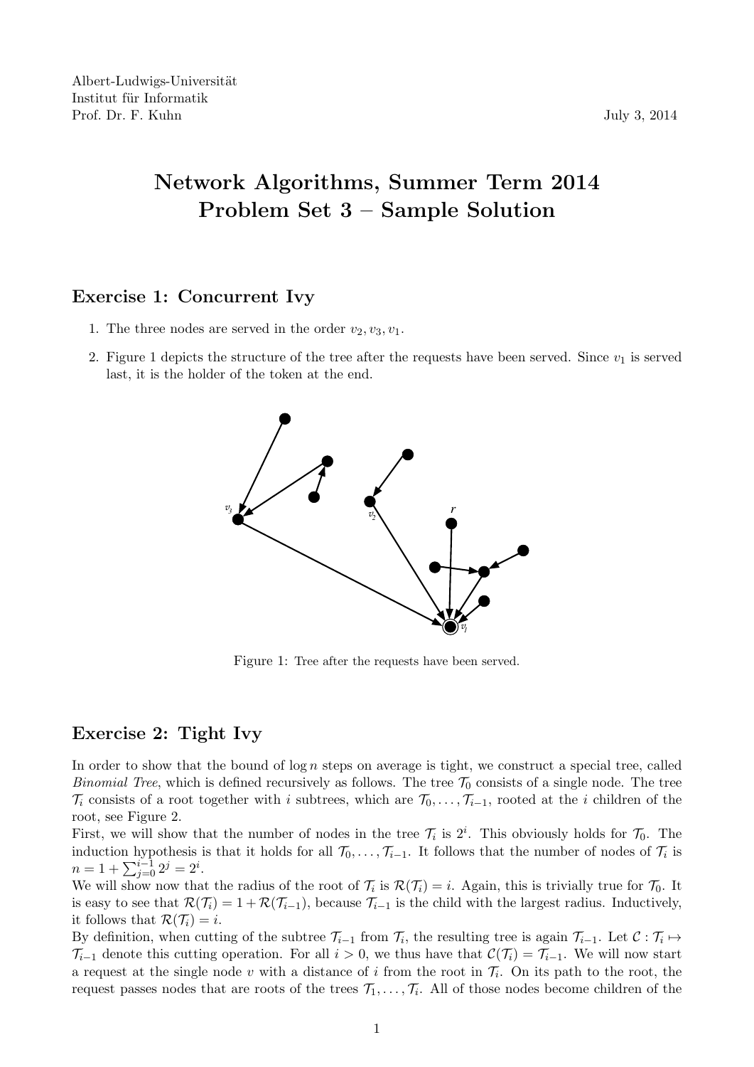Albert-Ludwigs-Universität
Institut für Informatik
Prof. Dr. F. Kuhn

July 3, 2014

# Network Algorithms, Summer Term 2014
# Problem Set 3 – Sample Solution

## Exercise 1: Concurrent Ivy

1. The three nodes are served in the order $v_2, v_3, v_1$.
2. Figure 1 depicts the structure of the tree after the requests have been served. Since $v_1$ is served last, it is the holder of the token at the end.

Figure 1: Tree after the requests have been served.

## Exercise 2: Tight Ivy

In order to show that the bound of $\log n$ steps on average is tight, we construct a special tree, called *Binomial Tree*, which is defined recursively as follows. The tree $\mathcal{T}_0$ consists of a single node. The tree $\mathcal{T}_i$ consists of a root together with $i$ subtrees, which are $\mathcal{T}_0, \ldots, \mathcal{T}_{i-1}$, rooted at the $i$ children of the root, see Figure 2.

First, we will show that the number of nodes in the tree $\mathcal{T}_i$ is $2^i$. This obviously holds for $\mathcal{T}_0$. The induction hypothesis is that it holds for all $\mathcal{T}_0, \ldots, \mathcal{T}_{i-1}$. It follows that the number of nodes of $\mathcal{T}_i$ is $n = 1 + \sum_{j=0}^{i-1} 2^j = 2^i$.

We will show now that the radius of the root of $\mathcal{T}_i$ is $\mathcal{R}(\mathcal{T}_i) = i$. Again, this is trivially true for $\mathcal{T}_0$. It is easy to see that $\mathcal{R}(\mathcal{T}_i) = 1 + \mathcal{R}(\mathcal{T}_{i-1})$, because $\mathcal{T}_{i-1}$ is the child with the largest radius. Inductively, it follows that $\mathcal{R}(\mathcal{T}_i) = i$.

By definition, when cutting of the subtree $\mathcal{T}_{i-1}$ from $\mathcal{T}_i$, the resulting tree is again $\mathcal{T}_{i-1}$. Let $\mathcal{C} : \mathcal{T}_i \mapsto \mathcal{T}_{i-1}$ denote this cutting operation. For all $i > 0$, we thus have that $\mathcal{C}(\mathcal{T}_i) = \mathcal{T}_{i-1}$. We will now start a request at the single node $v$ with a distance of $i$ from the root in $\mathcal{T}_i$. On its path to the root, the request passes nodes that are roots of the trees $\mathcal{T}_1, \ldots, \mathcal{T}_i$. All of those nodes become children of the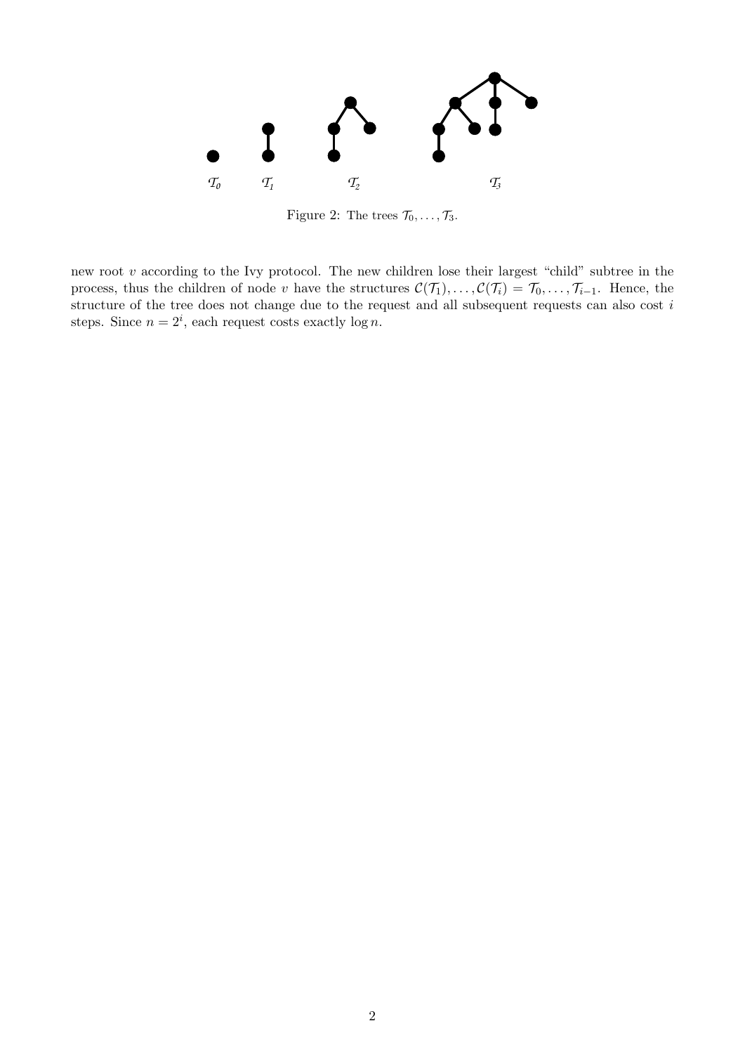$\mathcal{T}_0$ $\mathcal{T}_1$ $\mathcal{T}_2$ $\mathcal{T}_3$

Figure 2: The trees $\mathcal{T}_0, \ldots, \mathcal{T}_3$.

new root $v$ according to the Ivy protocol. The new children lose their largest "child" subtree in the process, thus the children of node $v$ have the structures $\mathcal{C}(\mathcal{T}_1), \ldots, \mathcal{C}(\mathcal{T}_i) = \mathcal{T}_0, \ldots, \mathcal{T}_{i-1}$. Hence, the structure of the tree does not change due to the request and all subsequent requests can also cost $i$ steps. Since $n = 2^i$, each request costs exactly $\log n$.